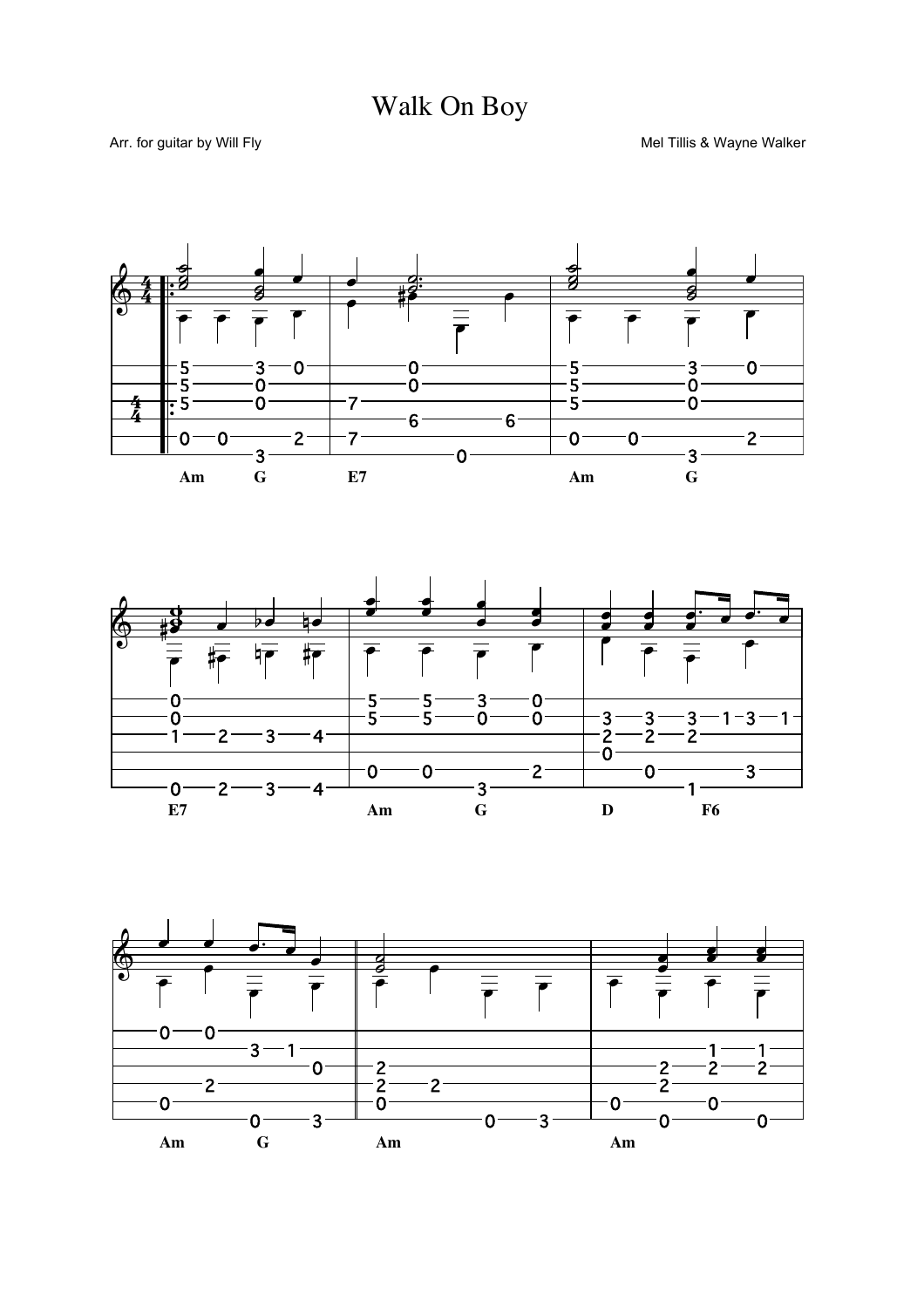# Walk On Boy

Arr. for guitar by Will Fly

Mel Tillis & Wayne Walker

Am G E7 Am G

E7 Am G D F6

Am G Am Am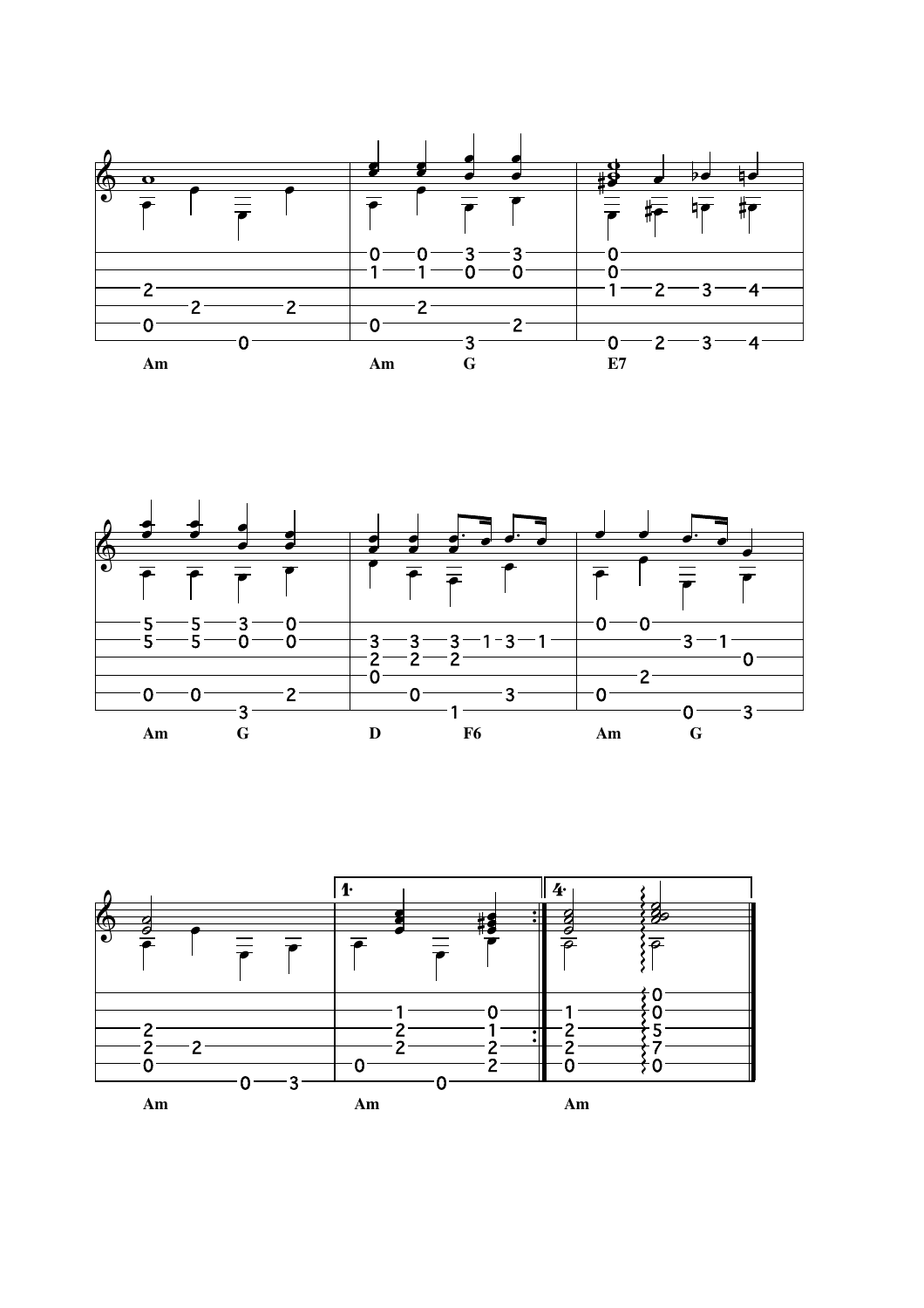Am Am G E7

Am G D F6 Am G

Am Am Am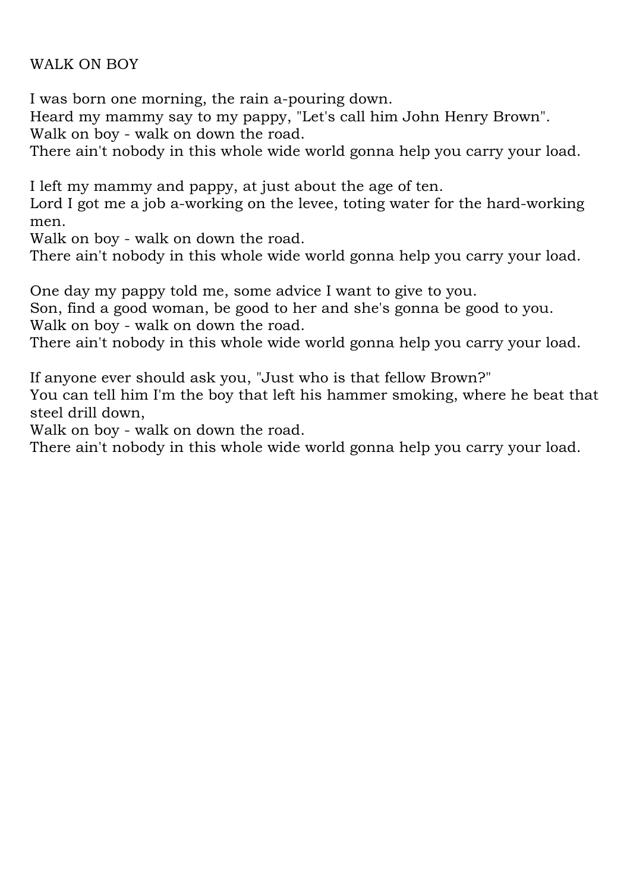WALK ON BOY

I was born one morning, the rain a-pouring down.
Heard my mammy say to my pappy, "Let's call him John Henry Brown".
Walk on boy - walk on down the road.
There ain't nobody in this whole wide world gonna help you carry your load.

I left my mammy and pappy, at just about the age of ten.
Lord I got me a job a-working on the levee, toting water for the hard-working men.
Walk on boy - walk on down the road.
There ain't nobody in this whole wide world gonna help you carry your load.

One day my pappy told me, some advice I want to give to you.
Son, find a good woman, be good to her and she's gonna be good to you.
Walk on boy - walk on down the road.
There ain't nobody in this whole wide world gonna help you carry your load.

If anyone ever should ask you, "Just who is that fellow Brown?"
You can tell him I'm the boy that left his hammer smoking, where he beat that steel drill down,
Walk on boy - walk on down the road.
There ain't nobody in this whole wide world gonna help you carry your load.